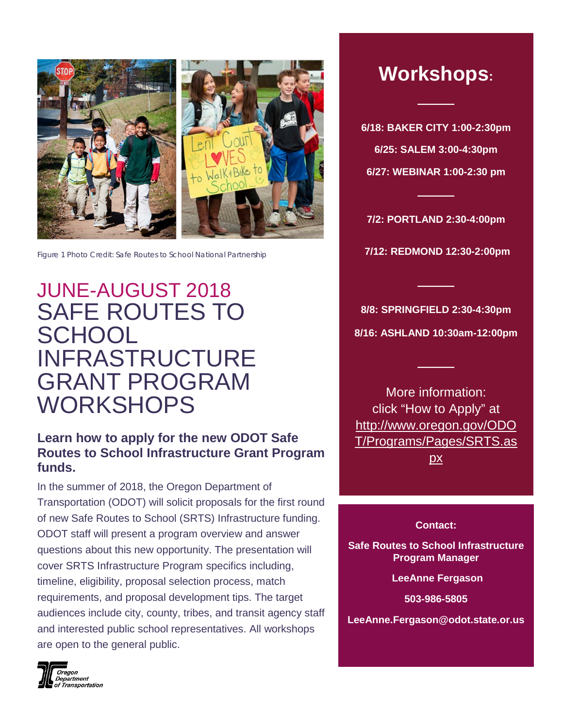Figure 1 Photo Credit: Safe Routes to School National Partnership

# JUNE-AUGUST 2018 SAFE ROUTES TO SCHOOL INFRASTRUCTURE GRANT PROGRAM WORKSHOPS

### Learn how to apply for the new ODOT Safe Routes to School Infrastructure Grant Program funds.

In the summer of 2018, the Oregon Department of Transportation (ODOT) will solicit proposals for the first round of new Safe Routes to School (SRTS) Infrastructure funding. ODOT staff will present a program overview and answer questions about this new opportunity. The presentation will cover SRTS Infrastructure Program specifics including, timeline, eligibility, proposal selection process, match requirements, and proposal development tips. The target audiences include city, county, tribes, and transit agency staff and interested public school representatives. All workshops are open to the general public.

## Workshops:

**6/18: BAKER CITY 1:00-2:30pm**

**6/25: SALEM 3:00-4:30pm**

**6/27: WEBINAR 1:00-2:30 pm**

**7/2: PORTLAND 2:30-4:00pm**

**7/12: REDMOND 12:30-2:00pm**

**8/8: SPRINGFIELD 2:30-4:30pm**

**8/16: ASHLAND 10:30am-12:00pm**

More information: click "How to Apply" at http://www.oregon.gov/ODOT/Programs/Pages/SRTS.aspx

**Contact:**

**Safe Routes to School Infrastructure Program Manager**

**LeeAnne Fergason**

**503-986-5805**

**LeeAnne.Fergason@odot.state.or.us**

Oregon Department of Transportation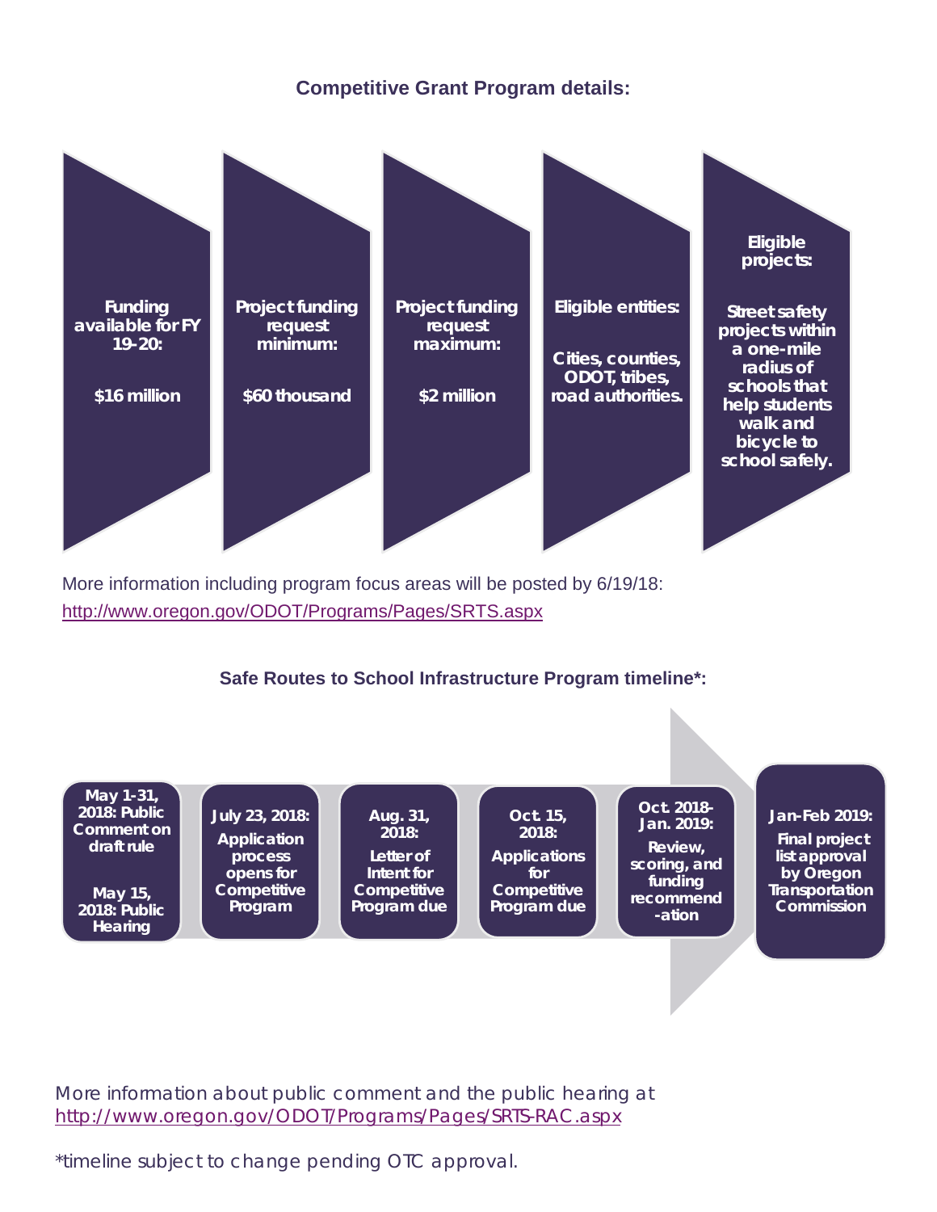## Competitive Grant Program details:

- **Funding available for FY 19-20:** $16 million
- **Project funding request minimum:** $60 thousand
- **Project funding request maximum:** $2 million
- **Eligible entities:** Cities, counties, ODOT, tribes, road authorities.
- **Eligible projects:** Street safety projects within a one-mile radius of schools that help students walk and bicycle to school safely.

More information including program focus areas will be posted by 6/19/18:
http://www.oregon.gov/ODOT/Programs/Pages/SRTS.aspx

## Safe Routes to School Infrastructure Program timeline*:

- **May 1-31, 2018:** Public Comment on draft rule
  **May 15, 2018:** Public Hearing
- **July 23, 2018:** Application process opens for Competitive Program
- **Aug. 31, 2018:** Letter of Intent for Competitive Program due
- **Oct. 15, 2018:** Applications for Competitive Program due
- **Oct. 2018-Jan. 2019:** Review, scoring, and funding recommend-ation
- **Jan-Feb 2019:** Final project list approval by Oregon Transportation Commission

More information about public comment and the public hearing at
http://www.oregon.gov/ODOT/Programs/Pages/SRTS-RAC.aspx

*timeline subject to change pending OTC approval.